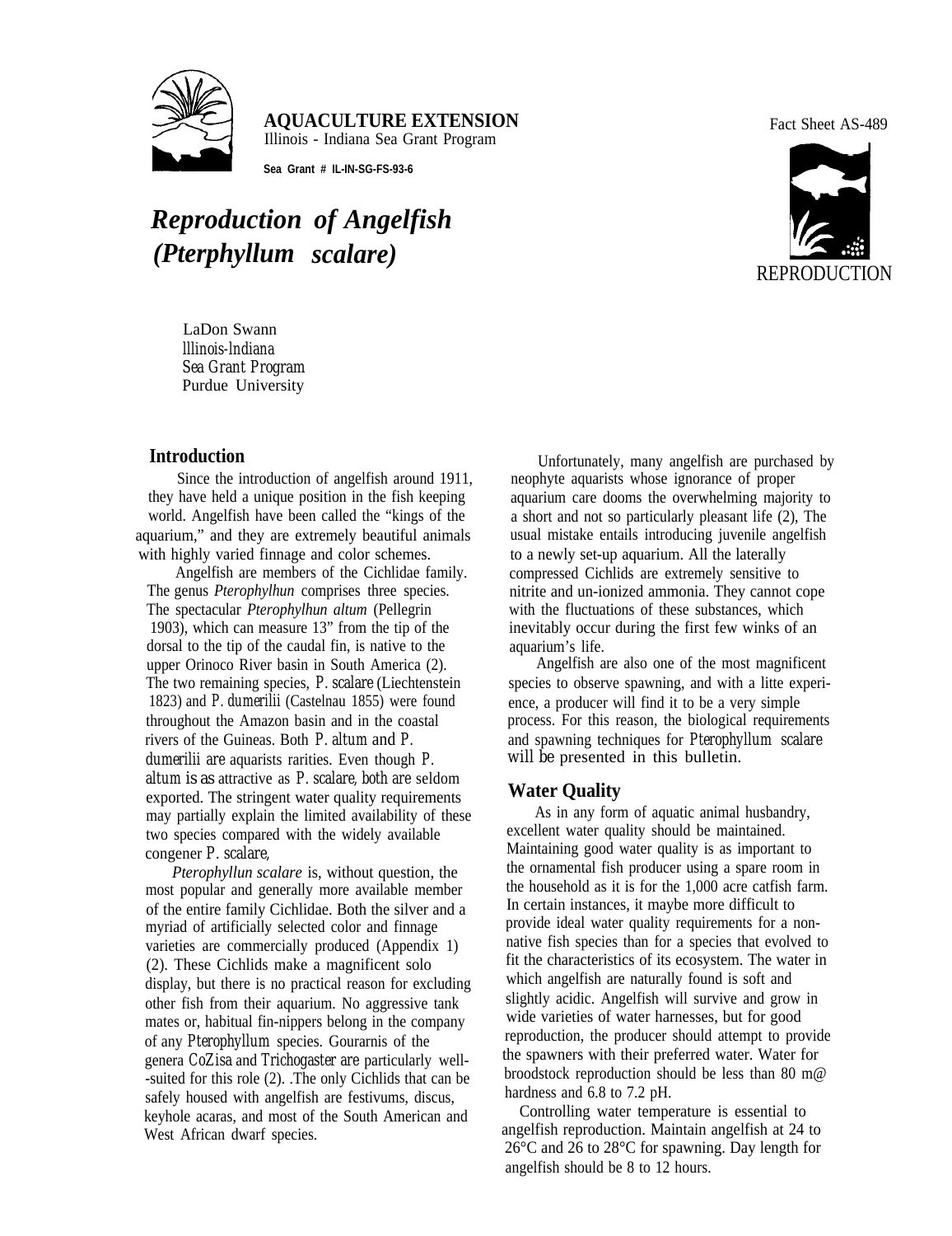**AQUACULTURE EXTENSION**
Illinois - Indiana Sea Grant Program

**Sea Grant # IL-IN-SG-FS-93-6**

Fact Sheet AS-489

REPRODUCTION

# *Reproduction of Angelfish (Pterphyllum scalare)*

LaDon Swann
lllinois-lndiana
Sea Grant Program
Purdue University

## Introduction

Since the introduction of angelfish around 1911, they have held a unique position in the fish keeping world. Angelfish have been called the "kings of the aquarium," and they are extremely beautiful animals with highly varied finnage and color schemes.

Angelfish are members of the Cichlidae family. The genus *Pterophylhun* comprises three species. The spectacular *Pterophylhun altum* (Pellegrin 1903), which can measure 13" from the tip of the dorsal to the tip of the caudal fin, is native to the upper Orinoco River basin in South America (2). The two remaining species, *P. scalare* (Liechtenstein 1823) and *P. dumerilii* (Castelnau 1855) were found throughout the Amazon basin and in the coastal rivers of the Guineas. Both *P. altum* and *P. dumerilii* are aquarists rarities. Even though *P. altum* is as attractive as *P. scalare*, both are seldom exported. The stringent water quality requirements may partially explain the limited availability of these two species compared with the widely available congener *P. scalare*,

*Pterophyllun scalare* is, without question, the most popular and generally more available member of the entire family Cichlidae. Both the silver and a myriad of artificially selected color and finnage varieties are commercially produced (Appendix 1) (2). These Cichlids make a magnificent solo display, but there is no practical reason for excluding other fish from their aquarium. No aggressive tank mates or, habitual fin-nippers belong in the company of any *Pterophyllum* species. Gourarnis of the genera *CoZisa* and *Trichogaster* are particularly well--suited for this role (2). .The only Cichlids that can be safely housed with angelfish are festivums, discus, keyhole acaras, and most of the South American and West African dwarf species.

Unfortunately, many angelfish are purchased by neophyte aquarists whose ignorance of proper aquarium care dooms the overwhelming majority to a short and not so particularly pleasant life (2), The usual mistake entails introducing juvenile angelfish to a newly set-up aquarium. All the laterally compressed Cichlids are extremely sensitive to nitrite and un-ionized ammonia. They cannot cope with the fluctuations of these substances, which inevitably occur during the first few winks of an aquarium's life.

Angelfish are also one of the most magnificent species to observe spawning, and with a litte experi-ence, a producer will find it to be a very simple process. For this reason, the biological requirements and spawning techniques for *Pterophyllum scalare* will be presented in this bulletin.

## Water Quality

As in any form of aquatic animal husbandry, excellent water quality should be maintained. Maintaining good water quality is as important to the ornamental fish producer using a spare room in the household as it is for the 1,000 acre catfish farm. In certain instances, it maybe more difficult to provide ideal water quality requirements for a non-native fish species than for a species that evolved to fit the characteristics of its ecosystem. The water in which angelfish are naturally found is soft and slightly acidic. Angelfish will survive and grow in wide varieties of water harnesses, but for good reproduction, the producer should attempt to provide the spawners with their preferred water. Water for broodstock reproduction should be less than 80 m@ hardness and 6.8 to 7.2 pH.

Controlling water temperature is essential to angelfish reproduction. Maintain angelfish at 24 to 26°C and 26 to 28°C for spawning. Day length for angelfish should be 8 to 12 hours.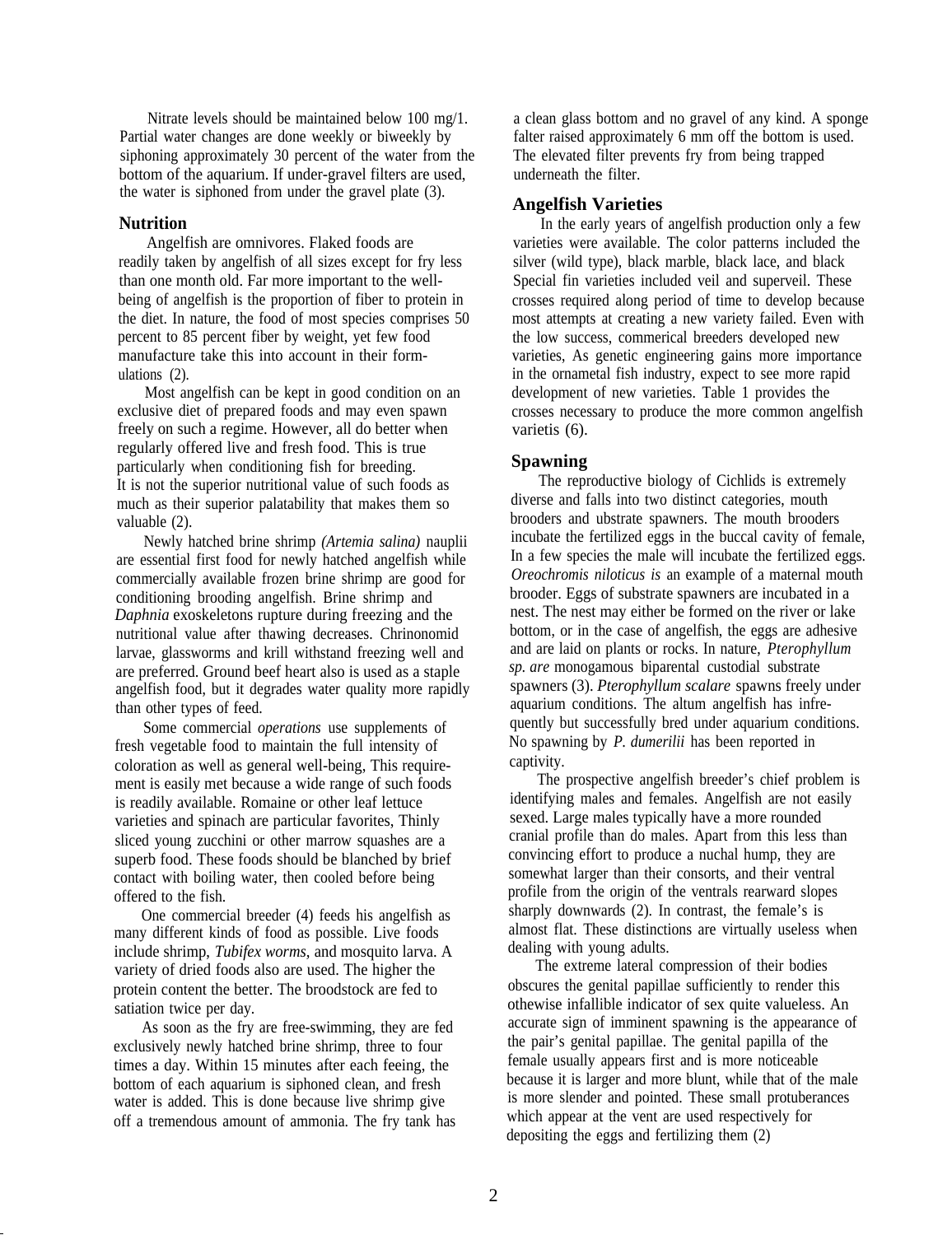Nitrate levels should be maintained below 100 mg/1. Partial water changes are done weekly or biweekly by siphoning approximately 30 percent of the water from the bottom of the aquarium. If under-gravel filters are used, the water is siphoned from under the gravel plate (3).

## Nutrition

Angelfish are omnivores. Flaked foods are readily taken by angelfish of all sizes except for fry less than one month old. Far more important to the well-being of angelfish is the proportion of fiber to protein in the diet. In nature, the food of most species comprises 50 percent to 85 percent fiber by weight, yet few food manufacture take this into account in their formulations (2).

Most angelfish can be kept in good condition on an exclusive diet of prepared foods and may even spawn freely on such a regime. However, all do better when regularly offered live and fresh food. This is true particularly when conditioning fish for breeding. It is not the superior nutritional value of such foods as much as their superior palatability that makes them so valuable (2).

Newly hatched brine shrimp *(Artemia salina)* nauplii are essential first food for newly hatched angelfish while commercially available frozen brine shrimp are good for conditioning brooding angelfish. Brine shrimp and *Daphnia* exoskeletons rupture during freezing and the nutritional value after thawing decreases. Chrinonomid larvae, glassworms and krill withstand freezing well and are preferred. Ground beef heart also is used as a staple angelfish food, but it degrades water quality more rapidly than other types of feed.

Some commercial *operations* use supplements of fresh vegetable food to maintain the full intensity of coloration as well as general well-being, This requirement is easily met because a wide range of such foods is readily available. Romaine or other leaf lettuce varieties and spinach are particular favorites, Thinly sliced young zucchini or other marrow squashes are a superb food. These foods should be blanched by brief contact with boiling water, then cooled before being offered to the fish.

One commercial breeder (4) feeds his angelfish as many different kinds of food as possible. Live foods include shrimp, *Tubifex worms,* and mosquito larva. A variety of dried foods also are used. The higher the protein content the better. The broodstock are fed to satiation twice per day.

As soon as the fry are free-swimming, they are fed exclusively newly hatched brine shrimp, three to four times a day. Within 15 minutes after each feeing, the bottom of each aquarium is siphoned clean, and fresh water is added. This is done because live shrimp give off a tremendous amount of ammonia. The fry tank has a clean glass bottom and no gravel of any kind. A sponge falter raised approximately 6 mm off the bottom is used. The elevated filter prevents fry from being trapped underneath the filter.

## Angelfish Varieties

In the early years of angelfish production only a few varieties were available. The color patterns included the silver (wild type), black marble, black lace, and black Special fin varieties included veil and superveil. These crosses required along period of time to develop because most attempts at creating a new variety failed. Even with the low success, commerical breeders developed new varieties, As genetic engineering gains more importance in the ornametal fish industry, expect to see more rapid development of new varieties. Table 1 provides the crosses necessary to produce the more common angelfish varietis (6).

## Spawning

The reproductive biology of Cichlids is extremely diverse and falls into two distinct categories, mouth brooders and ubstrate spawners. The mouth brooders incubate the fertilized eggs in the buccal cavity of female, In a few species the male will incubate the fertilized eggs. *Oreochromis niloticus is* an example of a maternal mouth brooder. Eggs of substrate spawners are incubated in a nest. The nest may either be formed on the river or lake bottom, or in the case of angelfish, the eggs are adhesive and are laid on plants or rocks. In nature, *Pterophyllum sp. are* monogamous biparental custodial substrate spawners (3). *Pterophyllum scalare* spawns freely under aquarium conditions. The altum angelfish has infrequently but successfully bred under aquarium conditions. No spawning by *P. dumerilii* has been reported in captivity.

The prospective angelfish breeder's chief problem is identifying males and females. Angelfish are not easily sexed. Large males typically have a more rounded cranial profile than do males. Apart from this less than convincing effort to produce a nuchal hump, they are somewhat larger than their consorts, and their ventral profile from the origin of the ventrals rearward slopes sharply downwards (2). In contrast, the female's is almost flat. These distinctions are virtually useless when dealing with young adults.

The extreme lateral compression of their bodies obscures the genital papillae sufficiently to render this othewise infallible indicator of sex quite valueless. An accurate sign of imminent spawning is the appearance of the pair's genital papillae. The genital papilla of the female usually appears first and is more noticeable because it is larger and more blunt, while that of the male is more slender and pointed. These small protuberances which appear at the vent are used respectively for depositing the eggs and fertilizing them (2)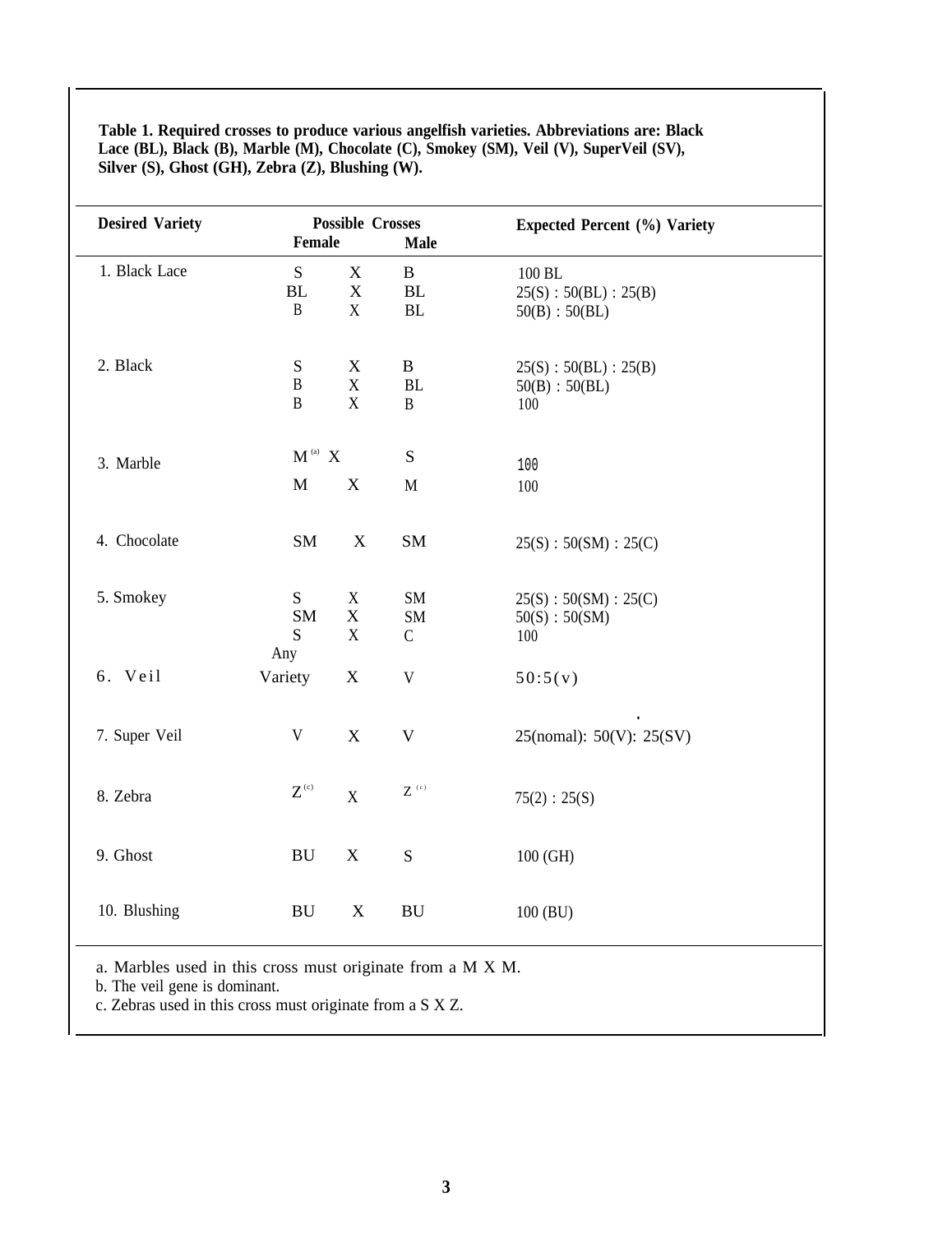**Table 1. Required crosses to produce various angelfish varieties. Abbreviations are: Black Lace (BL), Black (B), Marble (M), Chocolate (C), Smokey (SM), Veil (V), SuperVeil (SV), Silver (S), Ghost (GH), Zebra (Z), Blushing (W).**

| Desired Variety | Possible Crosses Female | | Male | Expected Percent (%) Variety |
|---|---|---|---|---|
| 1. Black Lace | S | X | B | 100 BL |
| | BL | X | BL | 25(S) : 50(BL) : 25(B) |
| | B | X | BL | 50(B) : 50(BL) |
| 2. Black | S | X | B | 25(S) : 50(BL) : 25(B) |
| | B | X | BL | 50(B) : 50(BL) |
| | B | X | B | 100 |
| 3. Marble | M [(a)] | X | S | 100 |
| | M | X | M | 100 |
| 4. Chocolate | SM | X | SM | 25(S) : 50(SM) : 25(C) |
| 5. Smokey | S | X | SM | 25(S) : 50(SM) : 25(C) |
| | SM | X | SM | 50(S) : 50(SM) |
| | S | X | C | 100 |
| 6. Veil | Any Variety | X | V | 50:5(v) |
| 7. Super Veil | V | X | V | 25(nomal): 50(V): 25(SV) |
| 8. Zebra | Z [(c)] | X | Z [(c)] | 75(2) : 25(S) |
| 9. Ghost | BU | X | S | 100 (GH) |
| 10. Blushing | BU | X | BU | 100 (BU) |

a. Marbles used in this cross must originate from a M X M.
b. The veil gene is dominant.
c. Zebras used in this cross must originate from a S X Z.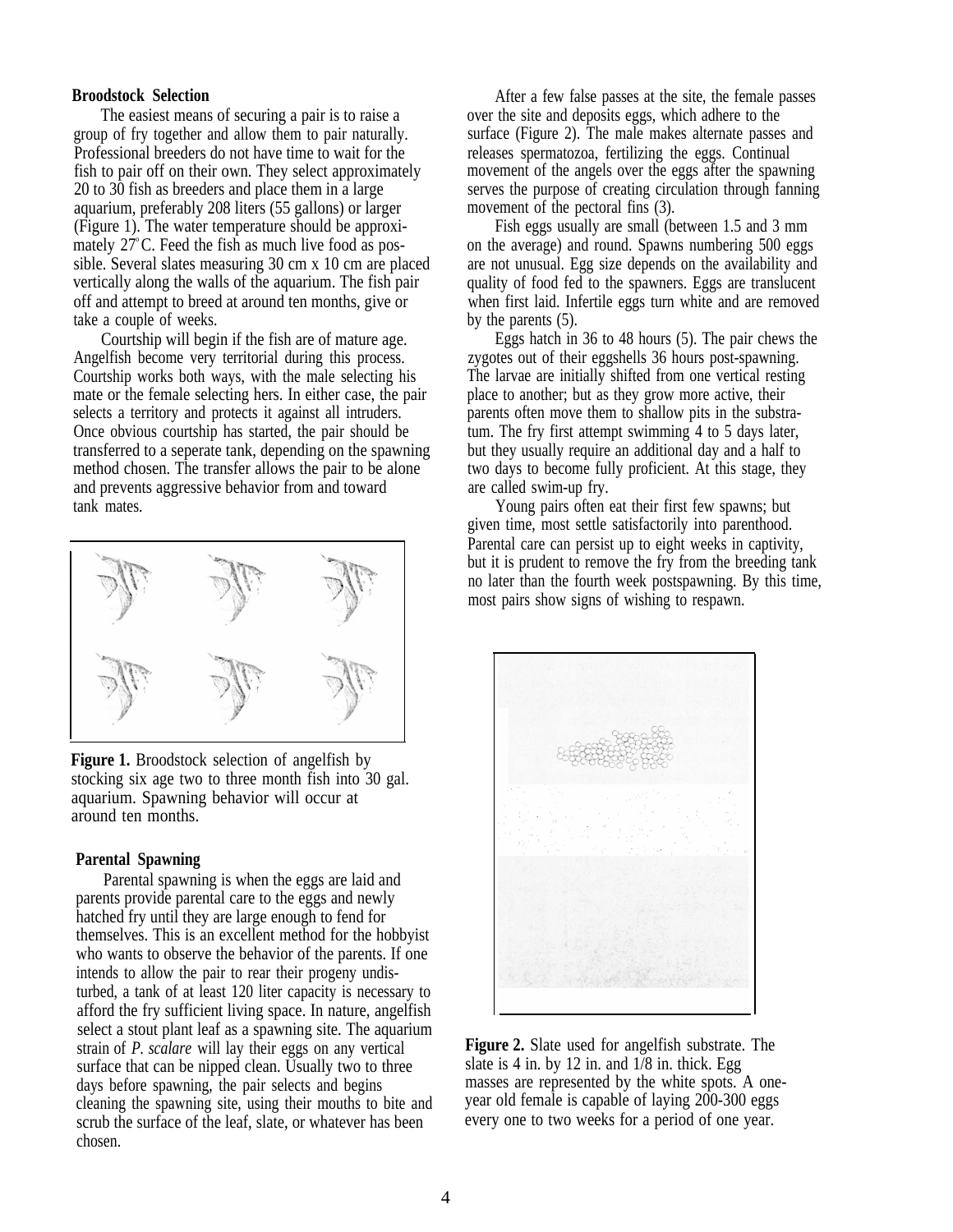**Broodstock Selection**

The easiest means of securing a pair is to raise a group of fry together and allow them to pair naturally. Professional breeders do not have time to wait for the fish to pair off on their own. They select approximately 20 to 30 fish as breeders and place them in a large aquarium, preferably 208 liters (55 gallons) or larger (Figure 1). The water temperature should be approximately 27°C. Feed the fish as much live food as possible. Several slates measuring 30 cm x 10 cm are placed vertically along the walls of the aquarium. The fish pair off and attempt to breed at around ten months, give or take a couple of weeks.

Courtship will begin if the fish are of mature age. Angelfish become very territorial during this process. Courtship works both ways, with the male selecting his mate or the female selecting hers. In either case, the pair selects a territory and protects it against all intruders. Once obvious courtship has started, the pair should be transferred to a seperate tank, depending on the spawning method chosen. The transfer allows the pair to be alone and prevents aggressive behavior from and toward tank mates.

**Figure 1.** Broodstock selection of angelfish by stocking six age two to three month fish into 30 gal. aquarium. Spawning behavior will occur at around ten months.

**Parental Spawning**

Parental spawning is when the eggs are laid and parents provide parental care to the eggs and newly hatched fry until they are large enough to fend for themselves. This is an excellent method for the hobbyist who wants to observe the behavior of the parents. If one intends to allow the pair to rear their progeny undisturbed, a tank of at least 120 liter capacity is necessary to afford the fry sufficient living space. In nature, angelfish select a stout plant leaf as a spawning site. The aquarium strain of *P. scalare* will lay their eggs on any vertical surface that can be nipped clean. Usually two to three days before spawning, the pair selects and begins cleaning the spawning site, using their mouths to bite and scrub the surface of the leaf, slate, or whatever has been chosen.

After a few false passes at the site, the female passes over the site and deposits eggs, which adhere to the surface (Figure 2). The male makes alternate passes and releases spermatozoa, fertilizing the eggs. Continual movement of the angels over the eggs after the spawning serves the purpose of creating circulation through fanning movement of the pectoral fins (3).

Fish eggs usually are small (between 1.5 and 3 mm on the average) and round. Spawns numbering 500 eggs are not unusual. Egg size depends on the availability and quality of food fed to the spawners. Eggs are translucent when first laid. Infertile eggs turn white and are removed by the parents (5).

Eggs hatch in 36 to 48 hours (5). The pair chews the zygotes out of their eggshells 36 hours post-spawning. The larvae are initially shifted from one vertical resting place to another; but as they grow more active, their parents often move them to shallow pits in the substratum. The fry first attempt swimming 4 to 5 days later, but they usually require an additional day and a half to two days to become fully proficient. At this stage, they are called swim-up fry.

Young pairs often eat their first few spawns; but given time, most settle satisfactorily into parenthood. Parental care can persist up to eight weeks in captivity, but it is prudent to remove the fry from the breeding tank no later than the fourth week postspawning. By this time, most pairs show signs of wishing to respawn.

**Figure 2.** Slate used for angelfish substrate. The slate is 4 in. by 12 in. and 1/8 in. thick. Egg masses are represented by the white spots. A one-year old female is capable of laying 200-300 eggs every one to two weeks for a period of one year.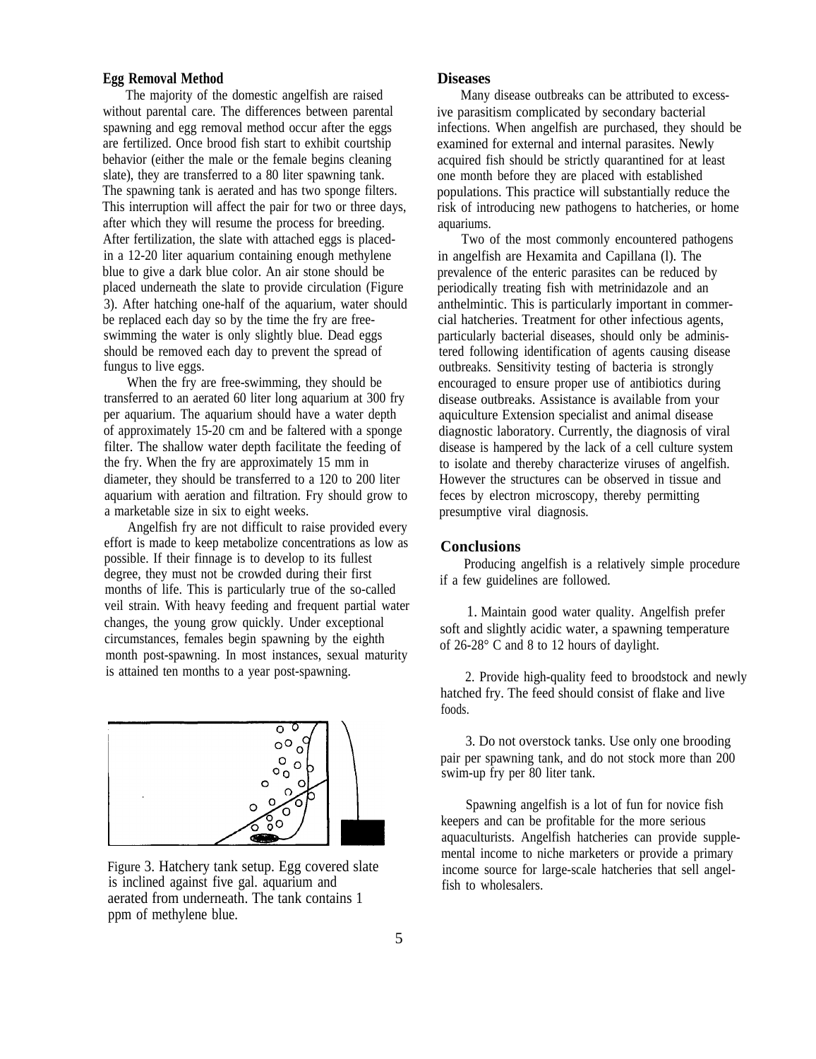### Egg Removal Method

The majority of the domestic angelfish are raised without parental care. The differences between parental spawning and egg removal method occur after the eggs are fertilized. Once brood fish start to exhibit courtship behavior (either the male or the female begins cleaning slate), they are transferred to a 80 liter spawning tank. The spawning tank is aerated and has two sponge filters. This interruption will affect the pair for two or three days, after which they will resume the process for breeding. After fertilization, the slate with attached eggs is placed-in a 12-20 liter aquarium containing enough methylene blue to give a dark blue color. An air stone should be placed underneath the slate to provide circulation (Figure 3). After hatching one-half of the aquarium, water should be replaced each day so by the time the fry are free-swimming the water is only slightly blue. Dead eggs should be removed each day to prevent the spread of fungus to live eggs.

When the fry are free-swimming, they should be transferred to an aerated 60 liter long aquarium at 300 fry per aquarium. The aquarium should have a water depth of approximately 15-20 cm and be faltered with a sponge filter. The shallow water depth facilitate the feeding of the fry. When the fry are approximately 15 mm in diameter, they should be transferred to a 120 to 200 liter aquarium with aeration and filtration. Fry should grow to a marketable size in six to eight weeks.

Angelfish fry are not difficult to raise provided every effort is made to keep metabolize concentrations as low as possible. If their finnage is to develop to its fullest degree, they must not be crowded during their first months of life. This is particularly true of the so-called veil strain. With heavy feeding and frequent partial water changes, the young grow quickly. Under exceptional circumstances, females begin spawning by the eighth month post-spawning. In most instances, sexual maturity is attained ten months to a year post-spawning.

Figure 3. Hatchery tank setup. Egg covered slate is inclined against five gal. aquarium and aerated from underneath. The tank contains 1 ppm of methylene blue.

### Diseases

Many disease outbreaks can be attributed to excessive parasitism complicated by secondary bacterial infections. When angelfish are purchased, they should be examined for external and internal parasites. Newly acquired fish should be strictly quarantined for at least one month before they are placed with established populations. This practice will substantially reduce the risk of introducing new pathogens to hatcheries, or home aquariums.

Two of the most commonly encountered pathogens in angelfish are Hexamita and Capillana (l). The prevalence of the enteric parasites can be reduced by periodically treating fish with metrinidazole and an anthelmintic. This is particularly important in commercial hatcheries. Treatment for other infectious agents, particularly bacterial diseases, should only be administered following identification of agents causing disease outbreaks. Sensitivity testing of bacteria is strongly encouraged to ensure proper use of antibiotics during disease outbreaks. Assistance is available from your aquiculture Extension specialist and animal disease diagnostic laboratory. Currently, the diagnosis of viral disease is hampered by the lack of a cell culture system to isolate and thereby characterize viruses of angelfish. However the structures can be observed in tissue and feces by electron microscopy, thereby permitting presumptive viral diagnosis.

### Conclusions

Producing angelfish is a relatively simple procedure if a few guidelines are followed.

1. Maintain good water quality. Angelfish prefer soft and slightly acidic water, a spawning temperature of 26-28° C and 8 to 12 hours of daylight.

2. Provide high-quality feed to broodstock and newly hatched fry. The feed should consist of flake and live foods.

3. Do not overstock tanks. Use only one brooding pair per spawning tank, and do not stock more than 200 swim-up fry per 80 liter tank.

Spawning angelfish is a lot of fun for novice fish keepers and can be profitable for the more serious aquaculturists. Angelfish hatcheries can provide supplemental income to niche marketers or provide a primary income source for large-scale hatcheries that sell angelfish to wholesalers.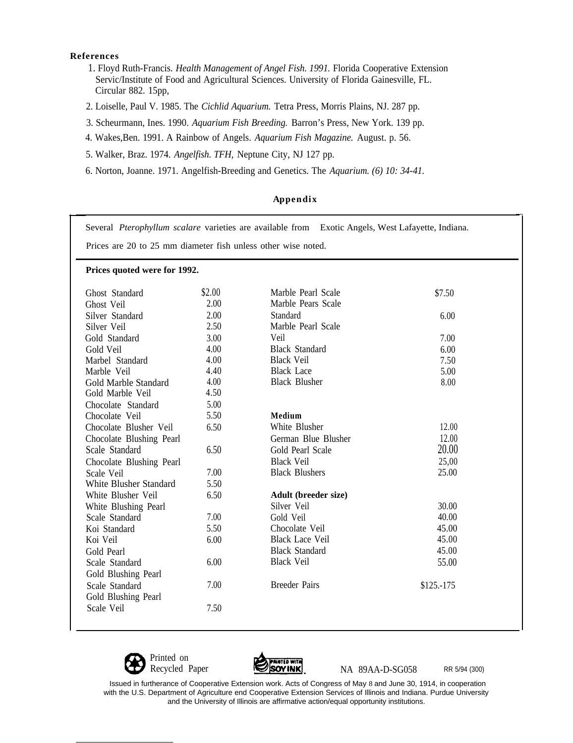**References**

1. Floyd Ruth-Francis. *Health Management of Angel Fish. 1991.* Florida Cooperative Extension Servic/Institute of Food and Agricultural Sciences. University of Florida Gainesville, FL. Circular 882. 15pp,
2. Loiselle, Paul V. 1985. The *Cichlid Aquarium.* Tetra Press, Morris Plains, NJ. 287 pp.
3. Scheurmann, Ines. 1990. *Aquarium Fish Breeding.* Barron's Press, New York. 139 pp.
4. Wakes,Ben. 1991. A Rainbow of Angels. *Aquarium Fish Magazine.* August. p. 56.
5. Walker, Braz. 1974. *Angelfish. TFH,* Neptune City, NJ 127 pp.
6. Norton, Joanne. 1971. Angelfish-Breeding and Genetics. The *Aquarium. (6) 10: 34-41.*

## Appendix

Several *Pterophyllum scalare* varieties are available from Exotic Angels, West Lafayette, Indiana.

Prices are 20 to 25 mm diameter fish unless other wise noted.

**Prices quoted were for 1992.**

| | | | |
|---|---|---|---|
| Ghost Standard | $2.00 | Marble Pearl Scale | $7.50 |
| Ghost Veil | 2.00 | Marble Pears Scale | |
| Silver Standard | 2.00 | Standard | 6.00 |
| Silver Veil | 2.50 | Marble Pearl Scale | |
| Gold Standard | 3.00 | Veil | 7.00 |
| Gold Veil | 4.00 | Black Standard | 6.00 |
| Marbel Standard | 4.00 | Black Veil | 7.50 |
| Marble Veil | 4.40 | Black Lace | 5.00 |
| Gold Marble Standard | 4.00 | Black Blusher | 8.00 |
| Gold Marble Veil | 4.50 | | |
| Chocolate Standard | 5.00 | | |
| Chocolate Veil | 5.50 | **Medium** | |
| Chocolate Blusher Veil | 6.50 | White Blusher | 12.00 |
| Chocolate Blushing Pearl | | German Blue Blusher | 12.00 |
| Scale Standard | 6.50 | Gold Pearl Scale | 20.00 |
| Chocolate Blushing Pearl | | Black Veil | 25,00 |
| Scale Veil | 7.00 | Black Blushers | 25.00 |
| White Blusher Standard | 5.50 | | |
| White Blusher Veil | 6.50 | **Adult (breeder size)** | |
| White Blushing Pearl | | Silver Veil | 30.00 |
| Scale Standard | 7.00 | Gold Veil | 40.00 |
| Koi Standard | 5.50 | Chocolate Veil | 45.00 |
| Koi Veil | 6.00 | Black Lace Veil | 45.00 |
| Gold Pearl | | Black Standard | 45.00 |
| Scale Standard | 6.00 | Black Veil | 55.00 |
| Gold Blushing Pearl | | | |
| Scale Standard | 7.00 | Breeder Pairs | $125.-175 |
| Gold Blushing Pearl | | | |
| Scale Veil | 7.50 | | |

Printed on Recycled Paper

PRINTED WITH SOY INK

NA 89AA-D-SG058 RR 5/94 (300)

Issued in furtherance of Cooperative Extension work. Acts of Congress of May 8 and June 30, 1914, in cooperation with the U.S. Department of Agriculture end Cooperative Extension Services of Illinois and Indiana. Purdue University and the University of Illinois are affirmative action/equal opportunity institutions.